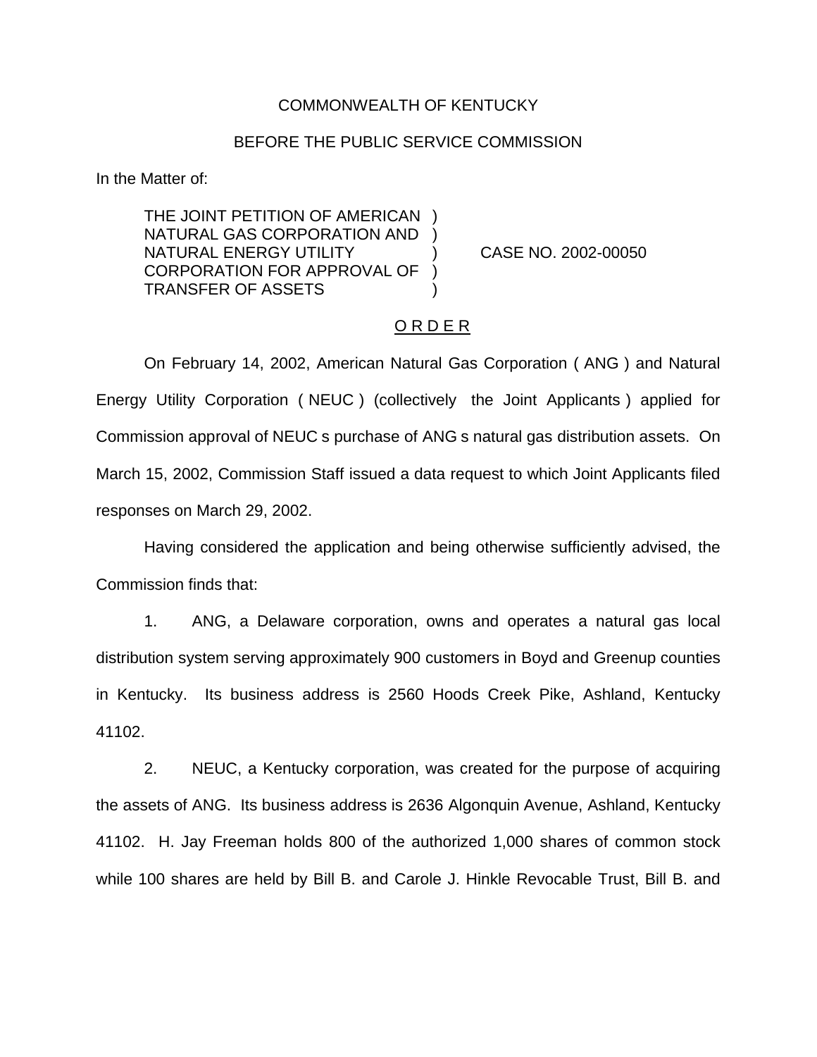COMMONWEALTH OF KENTUCKY

BEFORE THE PUBLIC SERVICE COMMISSION

In the Matter of:

| | | |
|---|---|---|
| THE JOINT PETITION OF AMERICAN NATURAL GAS CORPORATION AND NATURAL ENERGY UTILITY CORPORATION FOR APPROVAL OF TRANSFER OF ASSETS | ) ) ) ) ) | CASE NO. 2002-00050 |

O R D E R

On February 14, 2002, American Natural Gas Corporation ( ANG ) and Natural Energy Utility Corporation ( NEUC ) (collectively  the Joint Applicants ) applied for Commission approval of NEUC s purchase of ANG s natural gas distribution assets. On March 15, 2002, Commission Staff issued a data request to which Joint Applicants filed responses on March 29, 2002.

Having considered the application and being otherwise sufficiently advised, the Commission finds that:

1. ANG, a Delaware corporation, owns and operates a natural gas local distribution system serving approximately 900 customers in Boyd and Greenup counties in Kentucky. Its business address is 2560 Hoods Creek Pike, Ashland, Kentucky 41102.

2. NEUC, a Kentucky corporation, was created for the purpose of acquiring the assets of ANG. Its business address is 2636 Algonquin Avenue, Ashland, Kentucky 41102. H. Jay Freeman holds 800 of the authorized 1,000 shares of common stock while 100 shares are held by Bill B. and Carole J. Hinkle Revocable Trust, Bill B. and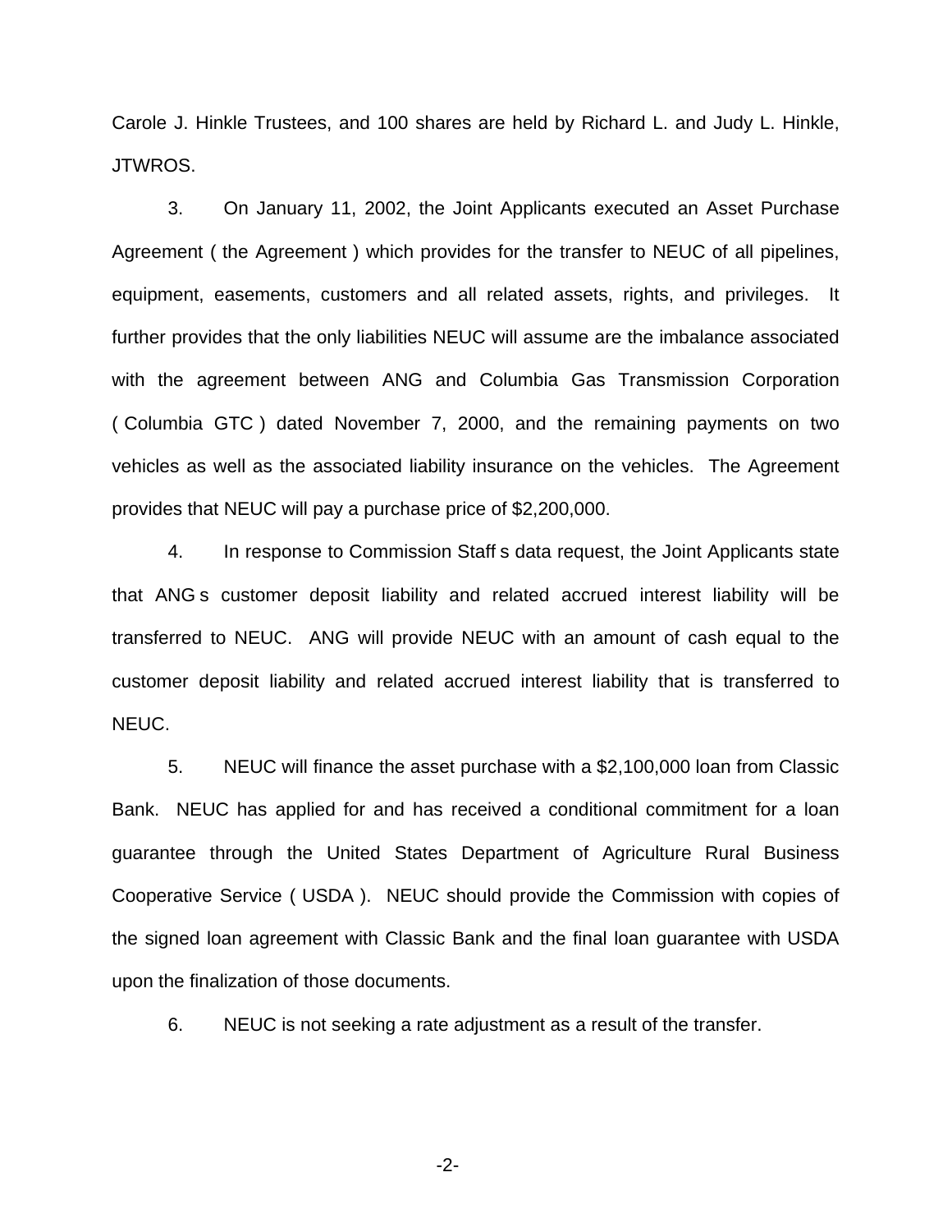Carole J. Hinkle Trustees, and 100 shares are held by Richard L. and Judy L. Hinkle, JTWROS.

3. On January 11, 2002, the Joint Applicants executed an Asset Purchase Agreement ( the Agreement ) which provides for the transfer to NEUC of all pipelines, equipment, easements, customers and all related assets, rights, and privileges. It further provides that the only liabilities NEUC will assume are the imbalance associated with the agreement between ANG and Columbia Gas Transmission Corporation ( Columbia GTC ) dated November 7, 2000, and the remaining payments on two vehicles as well as the associated liability insurance on the vehicles. The Agreement provides that NEUC will pay a purchase price of $2,200,000.

4. In response to Commission Staff s data request, the Joint Applicants state that ANG s customer deposit liability and related accrued interest liability will be transferred to NEUC. ANG will provide NEUC with an amount of cash equal to the customer deposit liability and related accrued interest liability that is transferred to NEUC.

5. NEUC will finance the asset purchase with a $2,100,000 loan from Classic Bank. NEUC has applied for and has received a conditional commitment for a loan guarantee through the United States Department of Agriculture Rural Business Cooperative Service ( USDA ). NEUC should provide the Commission with copies of the signed loan agreement with Classic Bank and the final loan guarantee with USDA upon the finalization of those documents.

6. NEUC is not seeking a rate adjustment as a result of the transfer.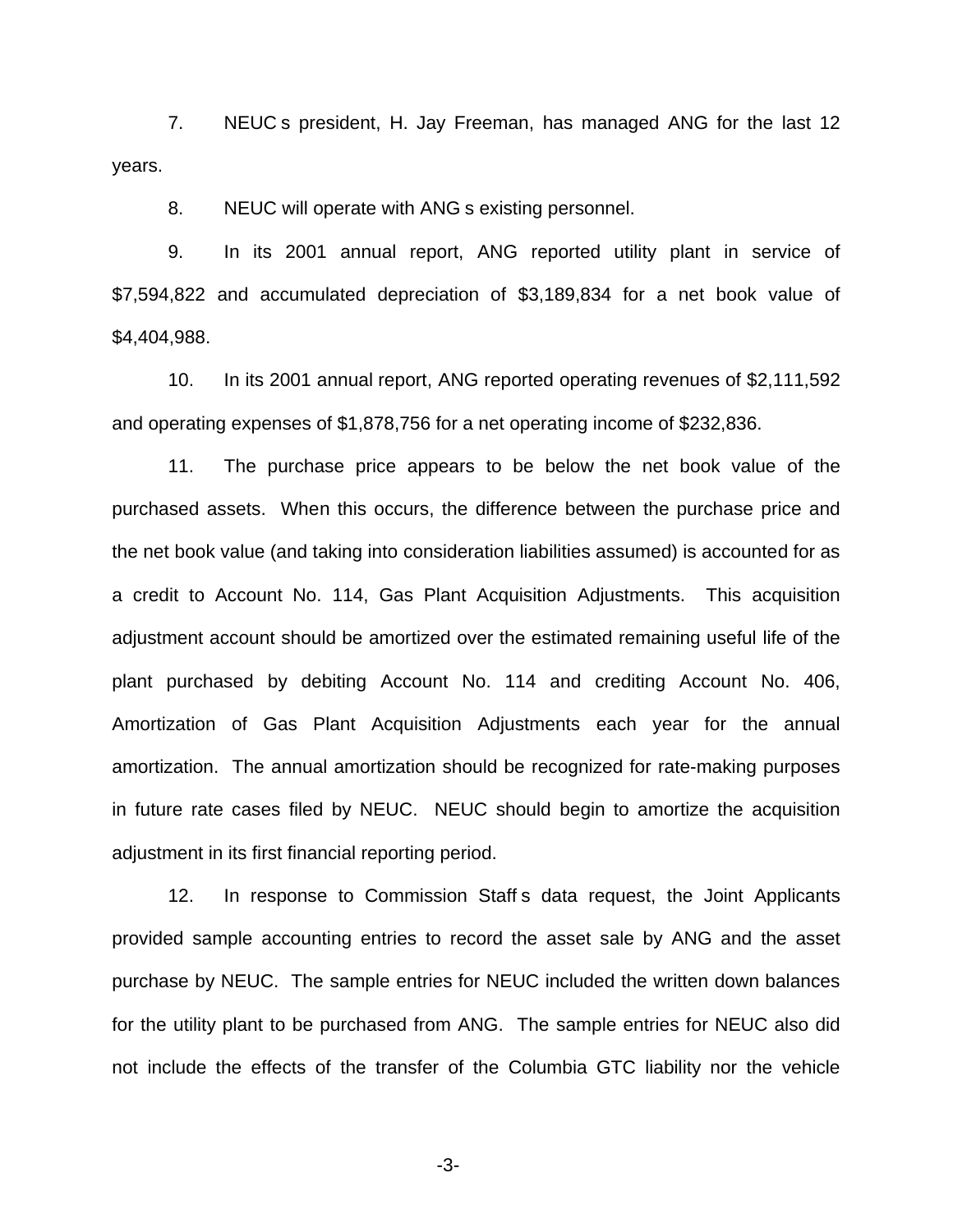7. NEUC s president, H. Jay Freeman, has managed ANG for the last 12 years.

8. NEUC will operate with ANG s existing personnel.

9. In its 2001 annual report, ANG reported utility plant in service of $7,594,822 and accumulated depreciation of $3,189,834 for a net book value of $4,404,988.

10. In its 2001 annual report, ANG reported operating revenues of $2,111,592 and operating expenses of $1,878,756 for a net operating income of $232,836.

11. The purchase price appears to be below the net book value of the purchased assets. When this occurs, the difference between the purchase price and the net book value (and taking into consideration liabilities assumed) is accounted for as a credit to Account No. 114, Gas Plant Acquisition Adjustments. This acquisition adjustment account should be amortized over the estimated remaining useful life of the plant purchased by debiting Account No. 114 and crediting Account No. 406, Amortization of Gas Plant Acquisition Adjustments each year for the annual amortization. The annual amortization should be recognized for rate-making purposes in future rate cases filed by NEUC. NEUC should begin to amortize the acquisition adjustment in its first financial reporting period.

12. In response to Commission Staff s data request, the Joint Applicants provided sample accounting entries to record the asset sale by ANG and the asset purchase by NEUC. The sample entries for NEUC included the written down balances for the utility plant to be purchased from ANG. The sample entries for NEUC also did not include the effects of the transfer of the Columbia GTC liability nor the vehicle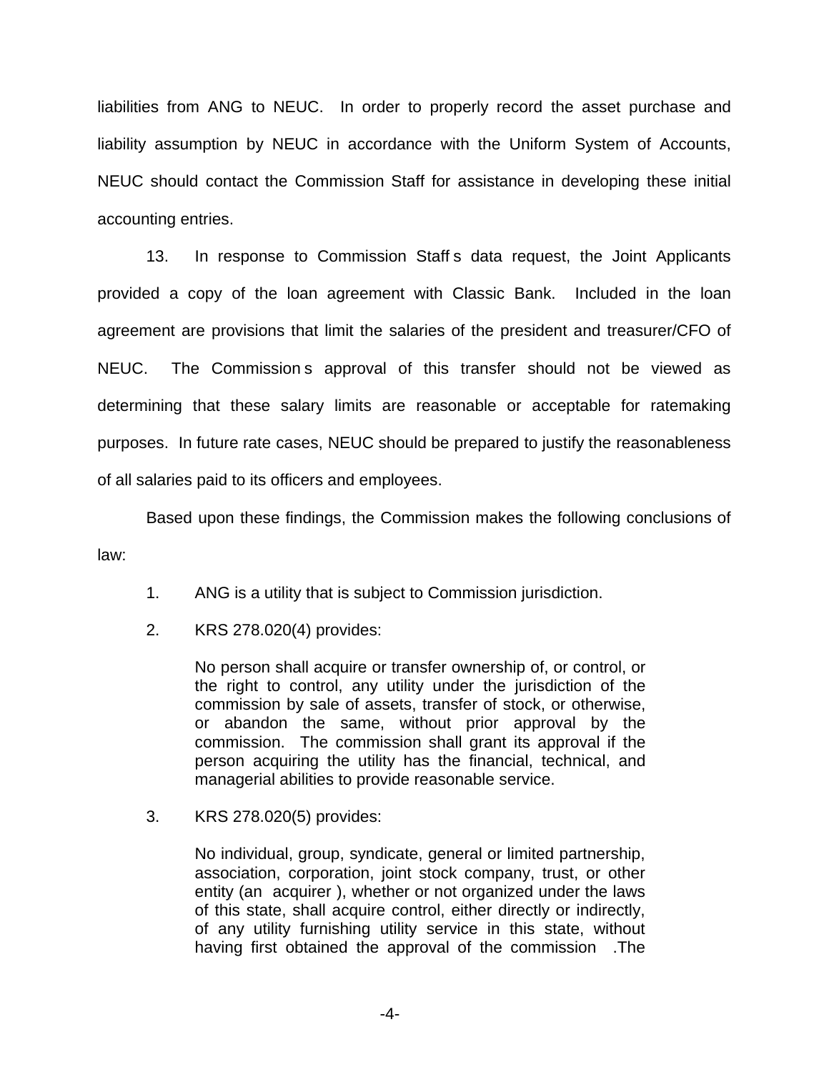liabilities from ANG to NEUC. In order to properly record the asset purchase and liability assumption by NEUC in accordance with the Uniform System of Accounts, NEUC should contact the Commission Staff for assistance in developing these initial accounting entries.

13. In response to Commission Staff s data request, the Joint Applicants provided a copy of the loan agreement with Classic Bank. Included in the loan agreement are provisions that limit the salaries of the president and treasurer/CFO of NEUC. The Commission s approval of this transfer should not be viewed as determining that these salary limits are reasonable or acceptable for ratemaking purposes. In future rate cases, NEUC should be prepared to justify the reasonableness of all salaries paid to its officers and employees.

Based upon these findings, the Commission makes the following conclusions of law:

1. ANG is a utility that is subject to Commission jurisdiction.

2. KRS 278.020(4) provides:

> No person shall acquire or transfer ownership of, or control, or the right to control, any utility under the jurisdiction of the commission by sale of assets, transfer of stock, or otherwise, or abandon the same, without prior approval by the commission. The commission shall grant its approval if the person acquiring the utility has the financial, technical, and managerial abilities to provide reasonable service.

3. KRS 278.020(5) provides:

> No individual, group, syndicate, general or limited partnership, association, corporation, joint stock company, trust, or other entity (an acquirer ), whether or not organized under the laws of this state, shall acquire control, either directly or indirectly, of any utility furnishing utility service in this state, without having first obtained the approval of the commission .The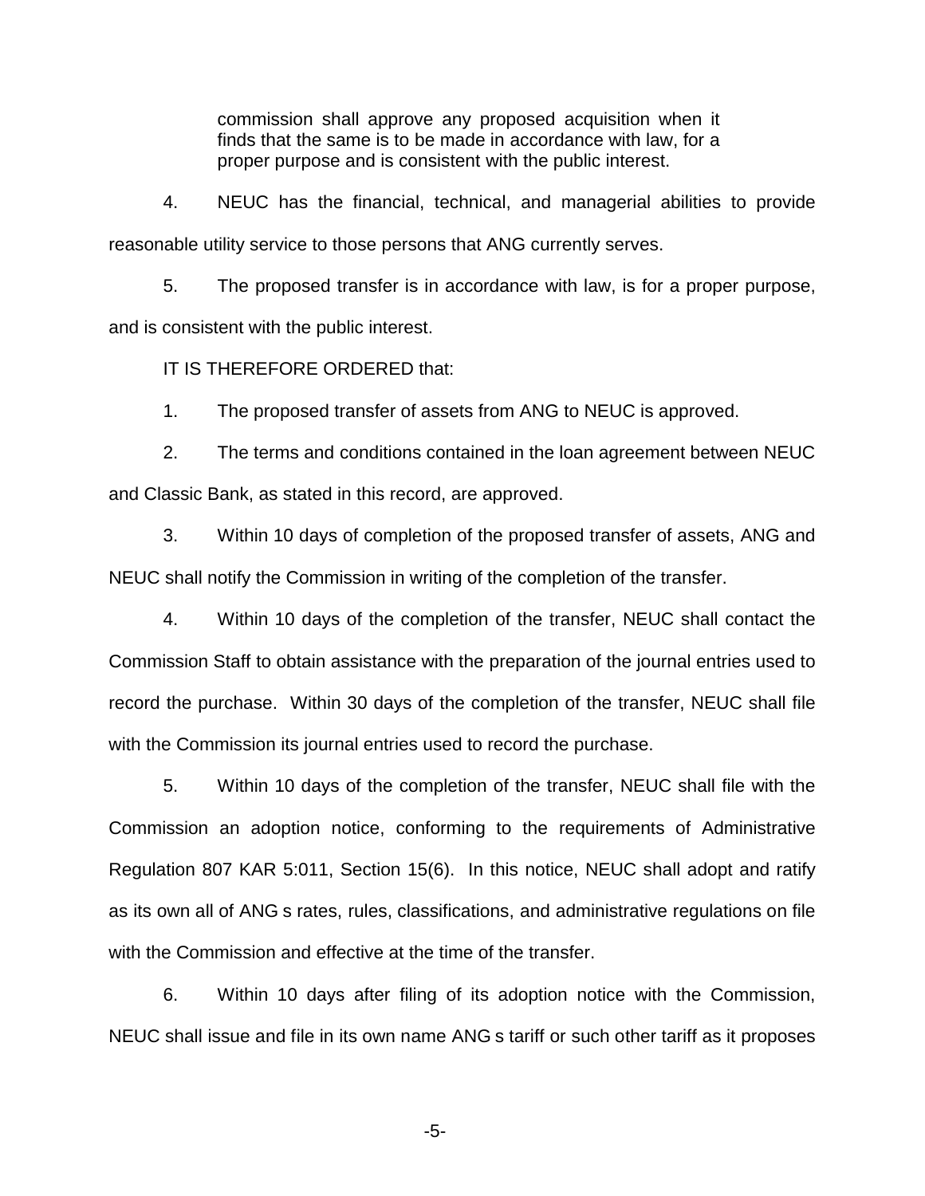> commission shall approve any proposed acquisition when it finds that the same is to be made in accordance with law, for a proper purpose and is consistent with the public interest.

4. NEUC has the financial, technical, and managerial abilities to provide reasonable utility service to those persons that ANG currently serves.

5. The proposed transfer is in accordance with law, is for a proper purpose, and is consistent with the public interest.

IT IS THEREFORE ORDERED that:

1. The proposed transfer of assets from ANG to NEUC is approved.

2. The terms and conditions contained in the loan agreement between NEUC and Classic Bank, as stated in this record, are approved.

3. Within 10 days of completion of the proposed transfer of assets, ANG and NEUC shall notify the Commission in writing of the completion of the transfer.

4. Within 10 days of the completion of the transfer, NEUC shall contact the Commission Staff to obtain assistance with the preparation of the journal entries used to record the purchase. Within 30 days of the completion of the transfer, NEUC shall file with the Commission its journal entries used to record the purchase.

5. Within 10 days of the completion of the transfer, NEUC shall file with the Commission an adoption notice, conforming to the requirements of Administrative Regulation 807 KAR 5:011, Section 15(6). In this notice, NEUC shall adopt and ratify as its own all of ANG s rates, rules, classifications, and administrative regulations on file with the Commission and effective at the time of the transfer.

6. Within 10 days after filing of its adoption notice with the Commission, NEUC shall issue and file in its own name ANG s tariff or such other tariff as it proposes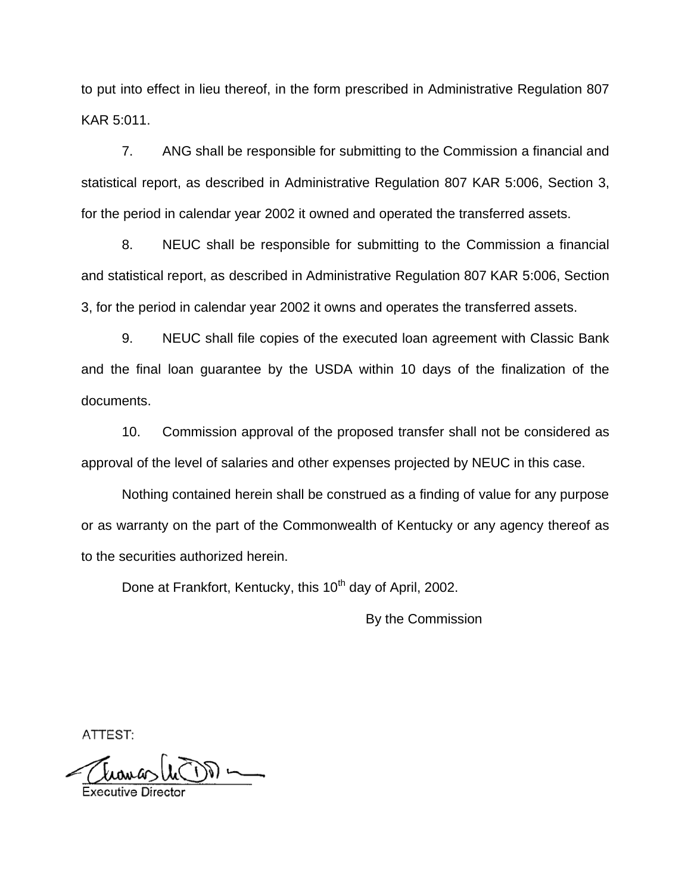to put into effect in lieu thereof, in the form prescribed in Administrative Regulation 807 KAR 5:011.

7. ANG shall be responsible for submitting to the Commission a financial and statistical report, as described in Administrative Regulation 807 KAR 5:006, Section 3, for the period in calendar year 2002 it owned and operated the transferred assets.

8. NEUC shall be responsible for submitting to the Commission a financial and statistical report, as described in Administrative Regulation 807 KAR 5:006, Section 3, for the period in calendar year 2002 it owns and operates the transferred assets.

9. NEUC shall file copies of the executed loan agreement with Classic Bank and the final loan guarantee by the USDA within 10 days of the finalization of the documents.

10. Commission approval of the proposed transfer shall not be considered as approval of the level of salaries and other expenses projected by NEUC in this case.

Nothing contained herein shall be construed as a finding of value for any purpose or as warranty on the part of the Commonwealth of Kentucky or any agency thereof as to the securities authorized herein.

Done at Frankfort, Kentucky, this 10th day of April, 2002.

By the Commission

ATTEST:

Executive Director